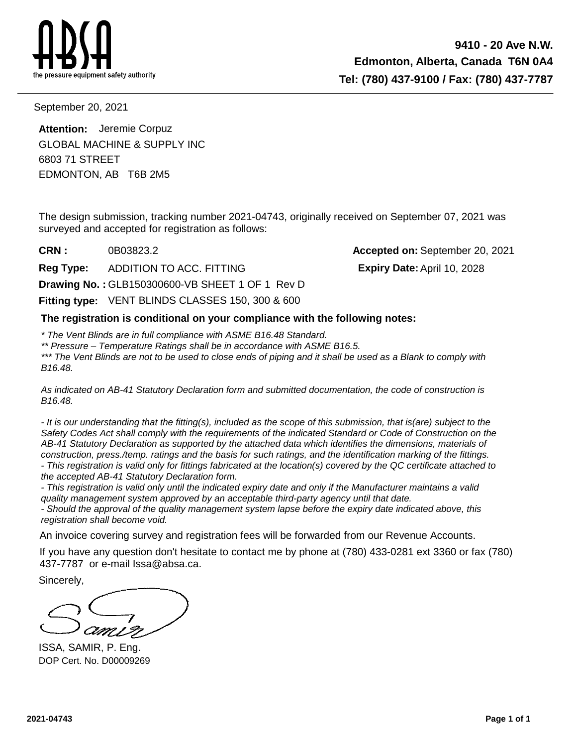**ABSA**
the pressure equipment safety authority

**9410 - 20 Ave N.W.**
**Edmonton, Alberta, Canada T6N 0A4**
**Tel: (780) 437-9100 / Fax: (780) 437-7787**

September 20, 2021

**Attention:** Jeremie Corpuz
GLOBAL MACHINE & SUPPLY INC
6803 71 STREET
EDMONTON, AB T6B 2M5

The design submission, tracking number 2021-04743, originally received on September 07, 2021 was surveyed and accepted for registration as follows:

**CRN :** 0B03823.2 **Accepted on:** September 20, 2021

**Reg Type:** ADDITION TO ACC. FITTING **Expiry Date:** April 10, 2028

**Drawing No. :** GLB150300600-VB SHEET 1 OF 1 Rev D

**Fitting type:** VENT BLINDS CLASSES 150, 300 & 600

**The registration is conditional on your compliance with the following notes:**

*\* The Vent Blinds are in full compliance with ASME B16.48 Standard.*
*\*\* Pressure – Temperature Ratings shall be in accordance with ASME B16.5.*
*\*\*\* The Vent Blinds are not to be used to close ends of piping and it shall be used as a Blank to comply with B16.48.*

*As indicated on AB-41 Statutory Declaration form and submitted documentation, the code of construction is B16.48.*

*- It is our understanding that the fitting(s), included as the scope of this submission, that is(are) subject to the Safety Codes Act shall comply with the requirements of the indicated Standard or Code of Construction on the AB-41 Statutory Declaration as supported by the attached data which identifies the dimensions, materials of construction, press./temp. ratings and the basis for such ratings, and the identification marking of the fittings.*
*- This registration is valid only for fittings fabricated at the location(s) covered by the QC certificate attached to the accepted AB-41 Statutory Declaration form.*
*- This registration is valid only until the indicated expiry date and only if the Manufacturer maintains a valid quality management system approved by an acceptable third-party agency until that date.*
*- Should the approval of the quality management system lapse before the expiry date indicated above, this registration shall become void.*

An invoice covering survey and registration fees will be forwarded from our Revenue Accounts.

If you have any question don't hesitate to contact me by phone at (780) 433-0281 ext 3360 or fax (780) 437-7787 or e-mail Issa@absa.ca.

Sincerely,

Samir

ISSA, SAMIR, P. Eng.
DOP Cert. No. D00009269

2021-04743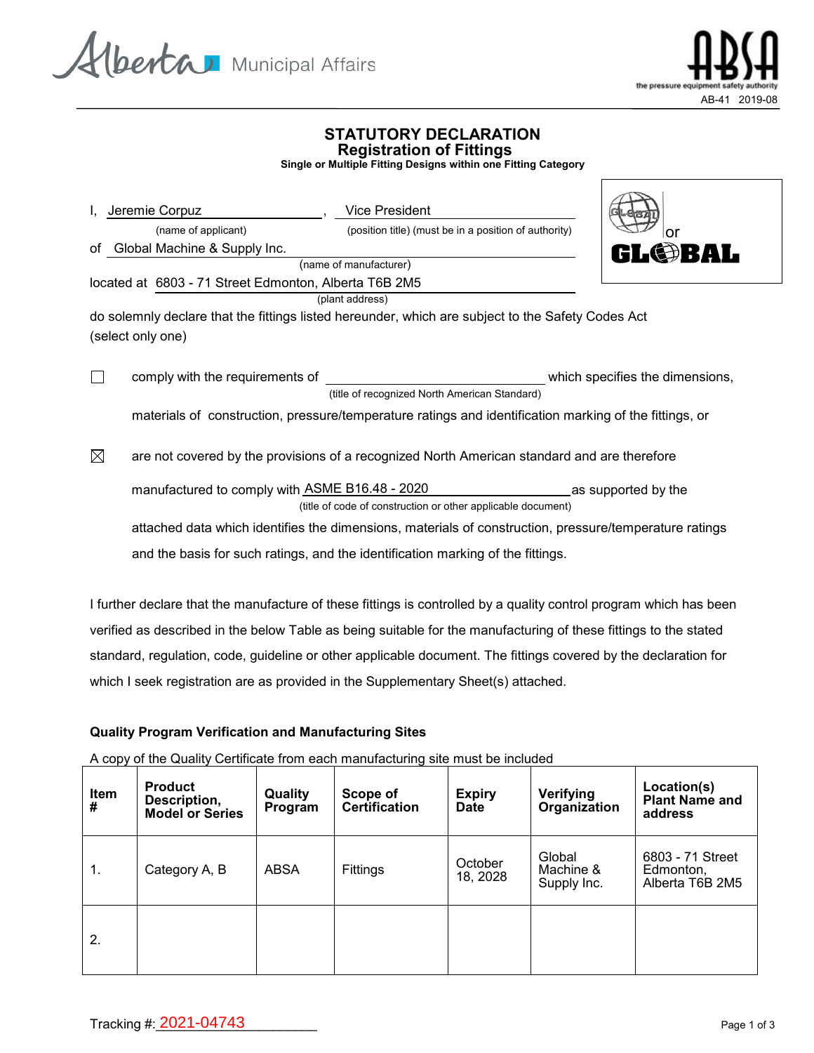Alberta Municipal Affairs

ABSA the pressure equipment safety authority

AB-41 2019-08

# STATUTORY DECLARATION
## Registration of Fittings
**Single or Multiple Fitting Designs within one Fitting Category**

I, Jeremie Corpuz (name of applicant), Vice President (position title) (must be in a position of authority)

of Global Machine & Supply Inc. (name of manufacturer)

located at 6803 - 71 Street Edmonton, Alberta T6B 2M5 (plant address)

GLOBAL or GLOBAL

do solemnly declare that the fittings listed hereunder, which are subject to the Safety Codes Act (select only one)

☐ comply with the requirements of ____________________ (title of recognized North American Standard) which specifies the dimensions, materials of construction, pressure/temperature ratings and identification marking of the fittings, or

☒ are not covered by the provisions of a recognized North American standard and are therefore manufactured to comply with ASME B16.48 - 2020 (title of code of construction or other applicable document) as supported by the attached data which identifies the dimensions, materials of construction, pressure/temperature ratings and the basis for such ratings, and the identification marking of the fittings.

I further declare that the manufacture of these fittings is controlled by a quality control program which has been verified as described in the below Table as being suitable for the manufacturing of these fittings to the stated standard, regulation, code, guideline or other applicable document. The fittings covered by the declaration for which I seek registration are as provided in the Supplementary Sheet(s) attached.

**Quality Program Verification and Manufacturing Sites**

A copy of the Quality Certificate from each manufacturing site must be included

| Item # | Product Description, Model or Series | Quality Program | Scope of Certification | Expiry Date | Verifying Organization | Location(s) Plant Name and address |
|---|---|---|---|---|---|---|
| 1. | Category A, B | ABSA | Fittings | October 18, 2028 | Global Machine & Supply Inc. | 6803 - 71 Street Edmonton, Alberta T6B 2M5 |
| 2. | | | | | | |

Tracking #: 2021-04743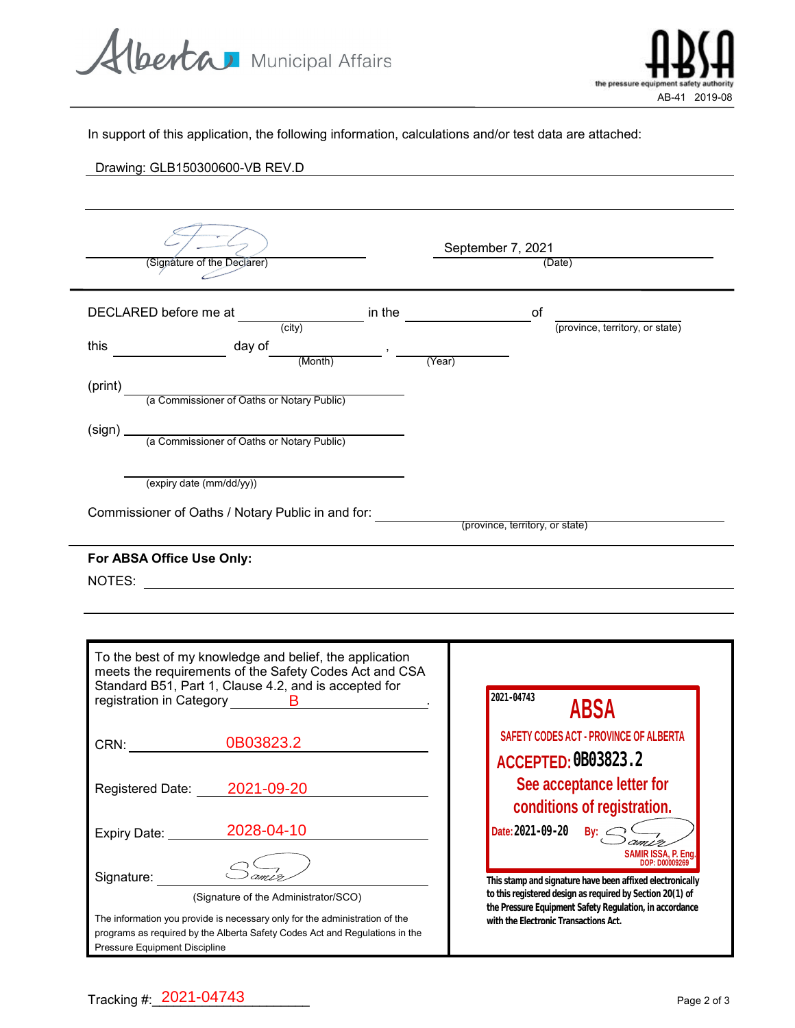Alberta Municipal Affairs

ABSA the pressure equipment safety authority

AB-41 2019-08

In support of this application, the following information, calculations and/or test data are attached:

Drawing: GLB150300600-VB REV.D

_________________________ (Signature of the Declarer)

September 7, 2021 (Date)

DECLARED before me at ____________ (city) in the ____________ of ____________ (province, territory, or state)

this ____________ day of ____________ (Month), ____________ (Year)

(print) ____________ (a Commissioner of Oaths or Notary Public)

(sign) ____________ (a Commissioner of Oaths or Notary Public)

____________ (expiry date (mm/dd/yy))

Commissioner of Oaths / Notary Public in and for: ____________ (province, territory, or state)

**For ABSA Office Use Only:**

NOTES: ____________

To the best of my knowledge and belief, the application meets the requirements of the Safety Codes Act and CSA Standard B51, Part 1, Clause 4.2, and is accepted for registration in Category B.

CRN: 0B03823.2

Registered Date: 2021-09-20

Expiry Date: 2028-04-10

Signature: ____________ (Signature of the Administrator/SCO)

The information you provide is necessary only for the administration of the programs as required by the Alberta Safety Codes Act and Regulations in the Pressure Equipment Discipline

2021-04743
**ABSA**
SAFETY CODES ACT - PROVINCE OF ALBERTA
ACCEPTED: 0B03823.2
See acceptance letter for conditions of registration.
Date: 2021-09-20 By:
SAMIR ISSA, P. Eng.
DOP: D00009269

This stamp and signature have been affixed electronically to this registered design as required by Section 20(1) of the Pressure Equipment Safety Regulation, in accordance with the Electronic Transactions Act.

Tracking #: 2021-04743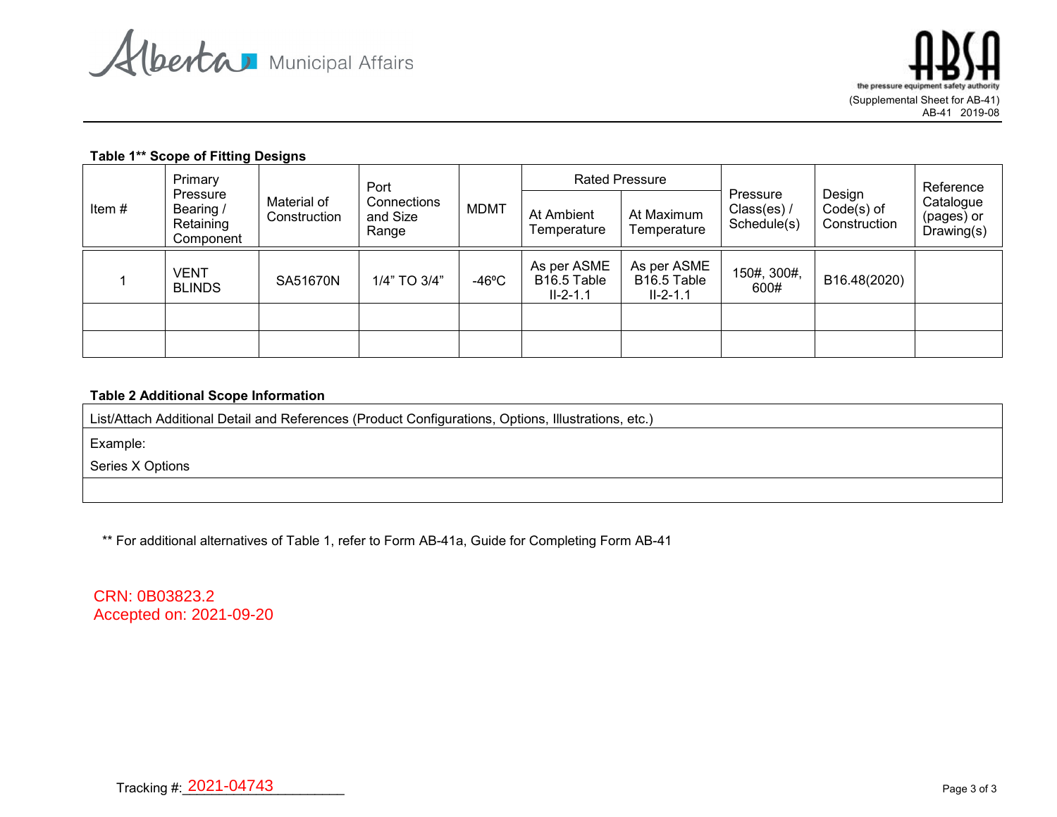Alberta Municipal Affairs

ABSA the pressure equipment safety authority

(Supplemental Sheet for AB-41)
AB-41 2019-08

**Table 1\*\* Scope of Fitting Designs**

| Item # | Primary Pressure Bearing / Retaining Component | Material of Construction | Port Connections and Size Range | MDMT | Rated Pressure | | Pressure Class(es) / Schedule(s) | Design Code(s) of Construction | Reference Catalogue (pages) or Drawing(s) |
|---|---|---|---|---|---|---|---|---|---|
| | | | | | At Ambient Temperature | At Maximum Temperature | | | |
| 1 | VENT BLINDS | SA51670N | 1/4" TO 3/4" | -46ºC | As per ASME B16.5 Table II-2-1.1 | As per ASME B16.5 Table II-2-1.1 | 150#, 300#, 600# | B16.48(2020) | |
| | | | | | | | | | |
| | | | | | | | | | |

**Table 2 Additional Scope Information**

| |
|---|
| List/Attach Additional Detail and References (Product Configurations, Options, Illustrations, etc.) |
| Example:<br>Series X Options |
| |

** For additional alternatives of Table 1, refer to Form AB-41a, Guide for Completing Form AB-41

CRN: 0B03823.2
Accepted on: 2021-09-20

Tracking #: 2021-04743